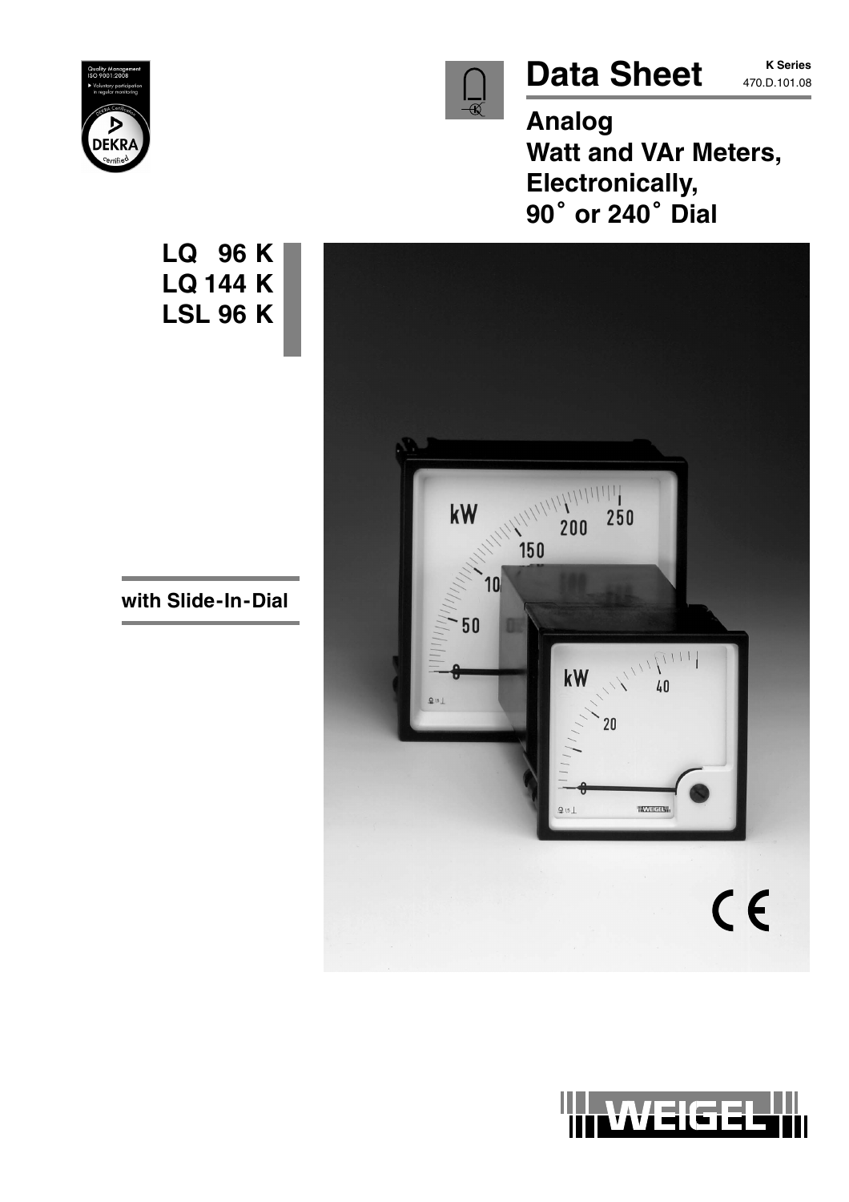# Data Sheet

**K Series**
470.D.101.08

## Analog Watt and VAr Meters, Electronically, 90° or 240° Dial

**LQ 96 K**
**LQ 144 K**
**LSL 96 K**

**with Slide-In-Dial**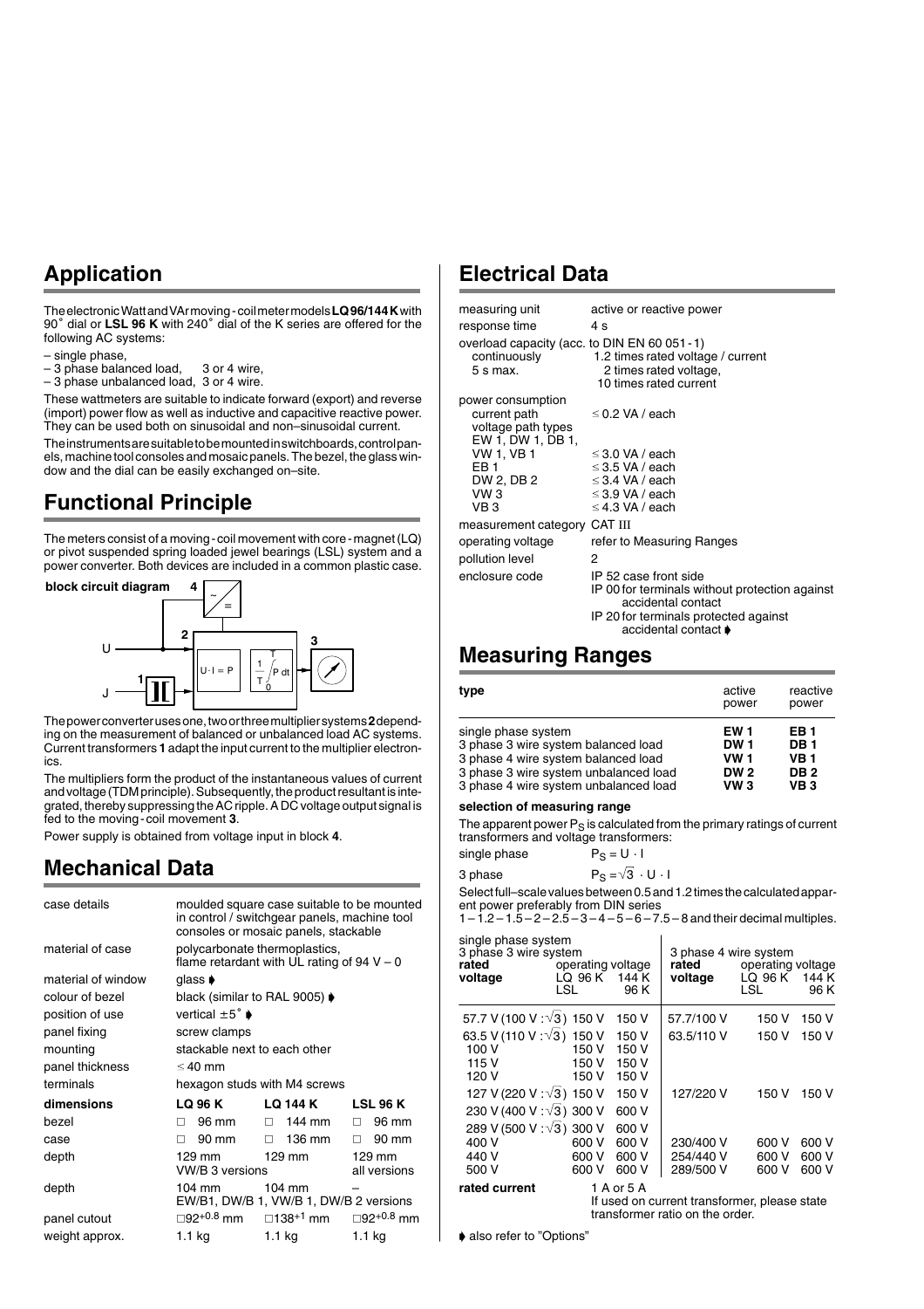## Application

The electronic Watt and VAr moving-coil meter models **LQ 96/144 K** with 90˚ dial or **LSL 96 K** with 240˚ dial of the K series are offered for the following AC systems:

- single phase,
- 3 phase balanced load, 3 or 4 wire,
- 3 phase unbalanced load, 3 or 4 wire.

These wattmeters are suitable to indicate forward (export) and reverse (import) power flow as well as inductive and capacitive reactive power. They can be used both on sinusoidal and non–sinusoidal current.

The instruments are suitable to be mounted in switchboards, control panels, machine tool consoles and mosaic panels. The bezel, the glass window and the dial can be easily exchanged on–site.

## Functional Principle

The meters consist of a moving-coil movement with core-magnet (LQ) or pivot suspended spring loaded jewel bearings (LSL) system and a power converter. Both devices are included in a common plastic case.

**block circuit diagram**

The power converter uses one, two or three multiplier systems **2** depending on the measurement of balanced or unbalanced load AC systems. Current transformers **1** adapt the input current to the multiplier electronics.

The multipliers form the product of the instantaneous values of current and voltage (TDM principle). Subsequently, the product resultant is integrated, thereby suppressing the AC ripple. A DC voltage output signal is fed to the moving-coil movement **3**.

Power supply is obtained from voltage input in block **4**.

## Mechanical Data

| | | | |
|---|---|---|---|
| case details | moulded square case suitable to be mounted in control / switchgear panels, machine tool consoles or mosaic panels, stackable | | |
| material of case | polycarbonate thermoplastics, flame retardant with UL rating of 94 V – 0 | | |
| material of window | glass ➧ | | |
| colour of bezel | black (similar to RAL 9005) ➧ | | |
| position of use | vertical ±5˚ ➧ | | |
| panel fixing | screw clamps | | |
| mounting | stackable next to each other | | |
| panel thickness | ≤ 40 mm | | |
| terminals | hexagon studs with M4 screws | | |
| **dimensions** | **LQ 96 K** | **LQ 144 K** | **LSL 96 K** |
| bezel | □ 96 mm | □ 144 mm | □ 96 mm |
| case | □ 90 mm | □ 136 mm | □ 90 mm |
| depth | 129 mm VW/B 3 versions | 129 mm | 129 mm all versions |
| depth | 104 mm EW/B1, DW/B 1, VW/B 1, DW/B 2 versions | 104 mm | – |
| panel cutout | □92$^{+0.8}$ mm | □138$^{+1}$ mm | □92$^{+0.8}$ mm |
| weight approx. | 1.1 kg | 1.1 kg | 1.1 kg |

## Electrical Data

| | |
|---|---|
| measuring unit | active or reactive power |
| response time | 4 s |
| overload capacity (acc. to DIN EN 60 051-1) | |
| continuously | 1.2 times rated voltage / current |
| 5 s max. | 2 times rated voltage, 10 times rated current |
| power consumption | |
| current path | ≤ 0.2 VA / each |
| voltage path types EW 1, DW 1, DB 1, VW 1, VB 1 | ≤ 3.0 VA / each |
| EB 1 | ≤ 3.5 VA / each |
| DW 2, DB 2 | ≤ 3.4 VA / each |
| VW 3 | ≤ 3.9 VA / each |
| VB 3 | ≤ 4.3 VA / each |
| measurement category | CAT III |
| operating voltage | refer to Measuring Ranges |
| pollution level | 2 |
| enclosure code | IP 52 case front side<br>IP 00 for terminals without protection against accidental contact<br>IP 20 for terminals protected against accidental contact ➧ |

## Measuring Ranges

| type | active power | reactive power |
|---|---|---|
| single phase system | **EW 1** | **EB 1** |
| 3 phase 3 wire system balanced load | **DW 1** | **DB 1** |
| 3 phase 4 wire system balanced load | **VW 1** | **VB 1** |
| 3 phase 3 wire system unbalanced load | **DW 2** | **DB 2** |
| 3 phase 4 wire system unbalanced load | **VW 3** | **VB 3** |

**selection of measuring range**

The apparent power $P_S$ is calculated from the primary ratings of current transformers and voltage transformers:

single phase $P_S = U \cdot I$

3 phase $P_S = \sqrt{3} \cdot U \cdot I$

Select full–scale values between 0.5 and 1.2 times the calculated apparent power preferably from DIN series
1 – 1.2 – 1.5 – 2 – 2.5 – 3 – 4 – 5 – 6 – 7.5 – 8 and their decimal multiples.

| single phase system<br>3 phase 3 wire system<br>**rated voltage** | **operating voltage** LQ 96 K LSL | 144 K 96 K | 3 phase 4 wire system<br>**rated voltage** | **operating voltage** LQ 96 K LSL | 144 K 96 K |
|---|---|---|---|---|---|
| 57.7 V (100 V : √3) | 150 V | 150 V | 57.7/100 V | 150 V | 150 V |
| 63.5 V (110 V : √3) | 150 V | 150 V | 63.5/110 V | 150 V | 150 V |
| 100 V | 150 V | 150 V | | | |
| 115 V | 150 V | 150 V | | | |
| 120 V | 150 V | 150 V | | | |
| 127 V (220 V : √3) | 150 V | 150 V | 127/220 V | 150 V | 150 V |
| 230 V (400 V : √3) | 300 V | 600 V | | | |
| 289 V (500 V : √3) | 300 V | 600 V | | | |
| 400 V | 600 V | 600 V | 230/400 V | 600 V | 600 V |
| 440 V | 600 V | 600 V | 254/440 V | 600 V | 600 V |
| 500 V | 600 V | 600 V | 289/500 V | 600 V | 600 V |

**rated current** 1 A or 5 A
If used on current transformer, please state transformer ratio on the order.

➧ also refer to "Options"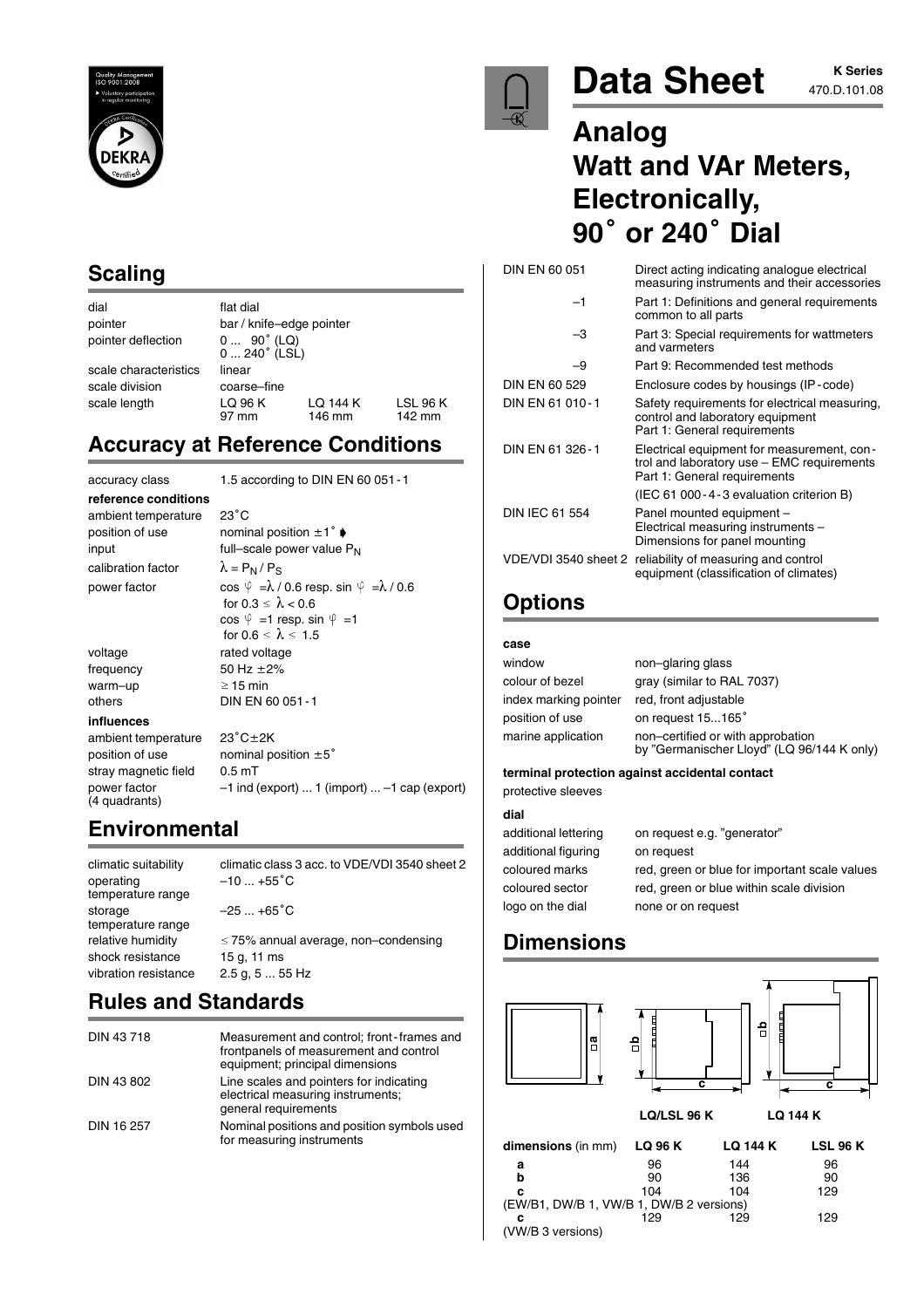# Data Sheet

K Series
470.D.101.08

# Analog Watt and VAr Meters, Electronically, 90˚ or 240˚ Dial

## Scaling

| | | | |
|---|---|---|---|
| dial | flat dial | | |
| pointer | bar / knife–edge pointer | | |
| pointer deflection | 0 ... 90˚ (LQ)<br>0 ... 240˚ (LSL) | | |
| scale characteristics | linear | | |
| scale division | coarse–fine | | |
| scale length | LQ 96 K<br>97 mm | LQ 144 K<br>146 mm | LSL 96 K<br>142 mm |

## Accuracy at Reference Conditions

accuracy class: 1.5 according to DIN EN 60 051 - 1

**reference conditions**

| | |
|---|---|
| ambient temperature | 23˚C |
| position of use | nominal position ±1˚ |
| input | full–scale power value $P_N$ |
| calibration factor | $\lambda = P_N / P_S$ |
| power factor | $\cos\varphi = \lambda / 0.6$ resp. $\sin\varphi = \lambda / 0.6$ for $0.3 \le \lambda < 0.6$<br>$\cos\varphi = 1$ resp. $\sin\varphi = 1$ for $0.6 \le \lambda \le 1.5$ |
| voltage | rated voltage |
| frequency | 50 Hz ±2% |
| warm–up | ≥ 15 min |
| others | DIN EN 60 051 - 1 |

**influences**

| | |
|---|---|
| ambient temperature | 23˚C±2K |
| position of use | nominal position ±5˚ |
| stray magnetic field | 0.5 mT |
| power factor (4 quadrants) | –1 ind (export) ... 1 (import) ... –1 cap (export) |

## Environmental

| | |
|---|---|
| climatic suitability | climatic class 3 acc. to VDE/VDI 3540 sheet 2 |
| operating temperature range | –10 ... +55˚C |
| storage temperature range | –25 ... +65˚C |
| relative humidity | ≤ 75% annual average, non–condensing |
| shock resistance | 15 g, 11 ms |
| vibration resistance | 2.5 g, 5 ... 55 Hz |

## Rules and Standards

| | |
|---|---|
| DIN 43 718 | Measurement and control; front - frames and frontpanels of measurement and control equipment; principal dimensions |
| DIN 43 802 | Line scales and pointers for indicating electrical measuring instruments; general requirements |
| DIN 16 257 | Nominal positions and position symbols used for measuring instruments |
| DIN EN 60 051 | Direct acting indicating analogue electrical measuring instruments and their accessories |
| –1 | Part 1: Definitions and general requirements common to all parts |
| –3 | Part 3: Special requirements for wattmeters and varmeters |
| –9 | Part 9: Recommended test methods |
| DIN EN 60 529 | Enclosure codes by housings (IP - code) |
| DIN EN 61 010 - 1 | Safety requirements for electrical measuring, control and laboratory equipment Part 1: General requirements |
| DIN EN 61 326 - 1 | Electrical equipment for measurement, control and laboratory use – EMC requirements Part 1: General requirements (IEC 61 000 - 4 - 3 evaluation criterion B) |
| DIN IEC 61 554 | Panel mounted equipment – Electrical measuring instruments – Dimensions for panel mounting |
| VDE/VDI 3540 sheet 2 | reliability of measuring and control equipment (classification of climates) |

## Options

**case**

| | |
|---|---|
| window | non–glaring glass |
| colour of bezel | gray (similar to RAL 7037) |
| index marking pointer | red, front adjustable |
| position of use | on request 15...165˚ |
| marine application | non–certified or with approbation by "Germanischer Lloyd" (LQ 96/144 K only) |

**terminal protection against accidental contact**

protective sleeves

**dial**

| | |
|---|---|
| additional lettering | on request e.g. "generator" |
| additional figuring | on request |
| coloured marks | red, green or blue for important scale values |
| coloured sector | red, green or blue within scale division |
| logo on the dial | none or on request |

## Dimensions

LQ/LSL 96 K　　LQ 144 K

| dimensions (in mm) | LQ 96 K | LQ 144 K | LSL 96 K |
|---|---|---|---|
| a | 96 | 144 | 96 |
| b | 90 | 136 | 90 |
| c (EW/B1, DW/B 1, VW/B 1, DW/B 2 versions) | 104 | 104 | 129 |
| c (VW/B 3 versions) | 129 | 129 | 129 |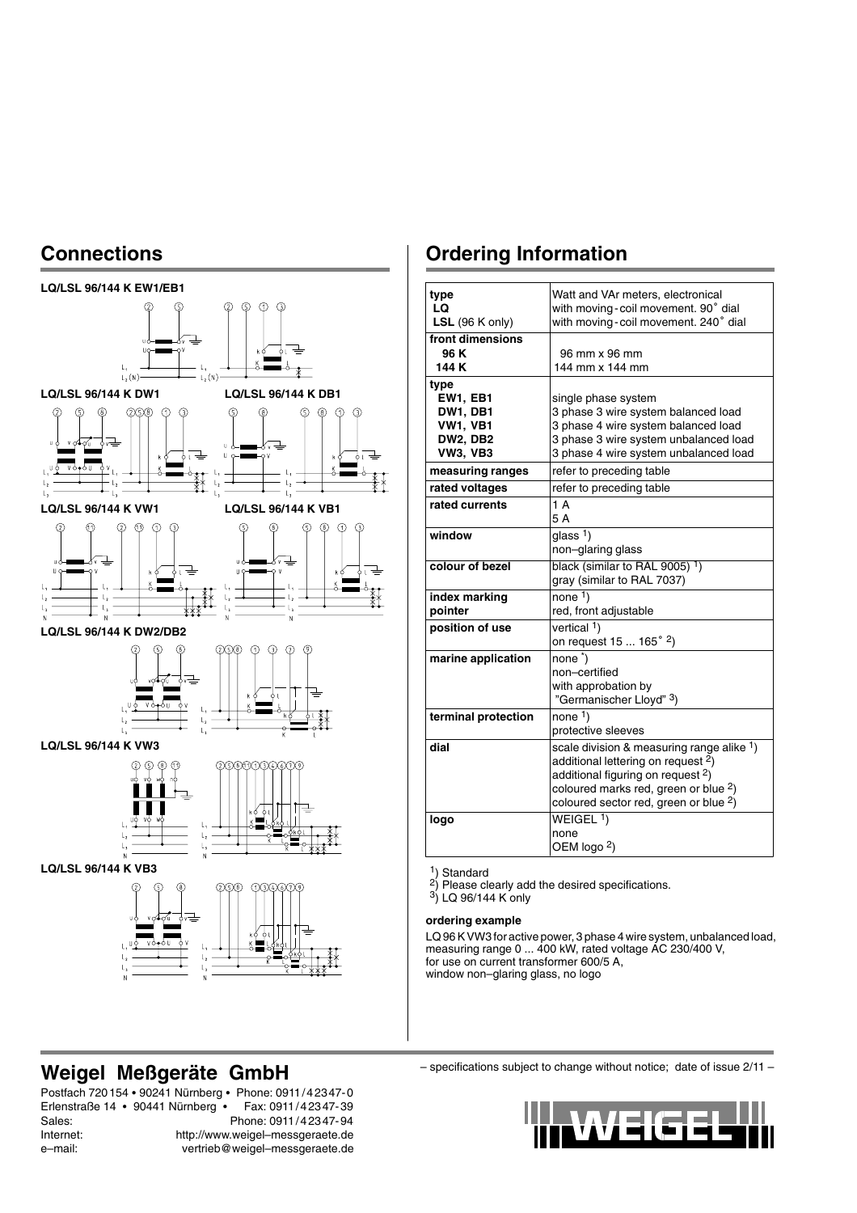## Connections

**LQ/LSL 96/144 K EW1/EB1**

**LQ/LSL 96/144 K DW1**

**LQ/LSL 96/144 K DB1**

**LQ/LSL 96/144 K VW1**

**LQ/LSL 96/144 K VB1**

**LQ/LSL 96/144 K DW2/DB2**

**LQ/LSL 96/144 K VW3**

**LQ/LSL 96/144 K VB3**

## Ordering Information

| | |
|---|---|
| **type**<br>**LQ**<br>**LSL** (96 K only) | Watt and VAr meters, electronical<br>with moving-coil movement. 90° dial<br>with moving-coil movement. 240° dial |
| **front dimensions**<br>**96 K**<br>**144 K** | <br>96 mm x 96 mm<br>144 mm x 144 mm |
| **type**<br>**EW1, EB1**<br>**DW1, DB1**<br>**VW1, VB1**<br>**DW2, DB2**<br>**VW3, VB3** | <br>single phase system<br>3 phase 3 wire system balanced load<br>3 phase 4 wire system balanced load<br>3 phase 3 wire system unbalanced load<br>3 phase 4 wire system unbalanced load |
| **measuring ranges** | refer to preceding table |
| **rated voltages** | refer to preceding table |
| **rated currents** | 1 A<br>5 A |
| **window** | glass [1])<br>non–glaring glass |
| **colour of bezel** | black (similar to RAL 9005) [1])<br>gray (similar to RAL 7037) |
| **index marking**<br>**pointer** | none [1])<br>red, front adjustable |
| **position of use** | vertical [1])<br>on request 15 ... 165° [2]) |
| **marine application** | none *)<br>non–certified<br>with approbation by<br>"Germanischer Lloyd" [3]) |
| **terminal protection** | none [1])<br>protective sleeves |
| **dial** | scale division & measuring range alike [1])<br>additional lettering on request [2])<br>additional figuring on request [2])<br>coloured marks red, green or blue [2])<br>coloured sector red, green or blue [2]) |
| **logo** | WEIGEL [1])<br>none<br>OEM logo [2]) |

[1]) Standard
[2]) Please clearly add the desired specifications.
[3]) LQ 96/144 K only

**ordering example**

LQ 96 K VW3 for active power, 3 phase 4 wire system, unbalanced load, measuring range 0 ... 400 kW, rated voltage AC 230/400 V, for use on current transformer 600/5 A, window non–glaring glass, no logo

## Weigel Meßgeräte GmbH

Postfach 720 154 • 90241 Nürnberg • Phone: 0911 / 4 23 47- 0
Erlenstraße 14 • 90441 Nürnberg • Fax: 0911 / 4 23 47- 39
Sales: Phone: 0911 / 4 23 47- 94
Internet: http://www.weigel–messgeraete.de
e–mail: vertrieb@weigel–messgeraete.de

– specifications subject to change without notice; date of issue 2/11 –

WEIGEL